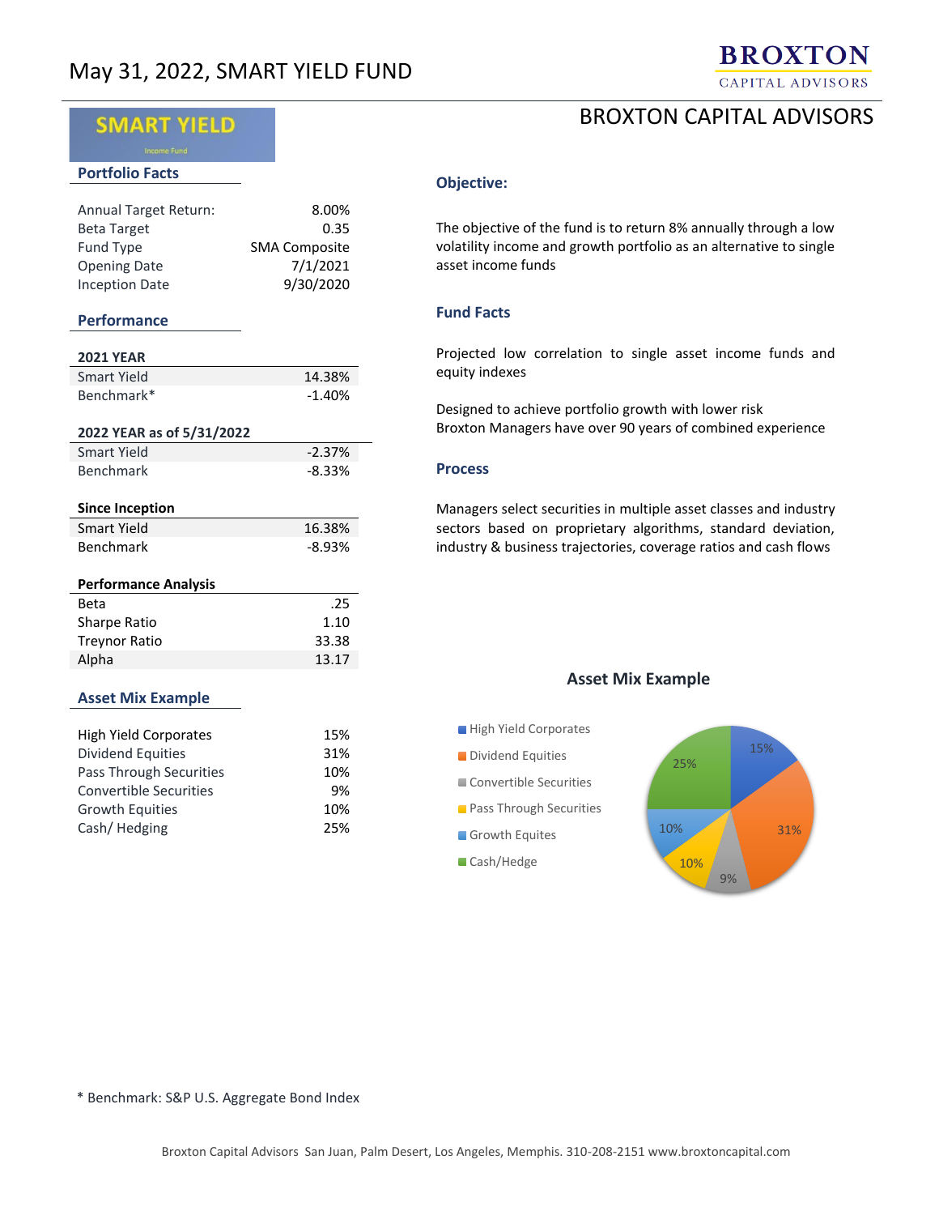# May 31, 2022, SMART YIELD FUND

**BROXTON** CAPITAL ADVISORS

## BROXTON CAPITAL ADVISORS

**SMART YIELD**
Income Fund

### Portfolio Facts

| | |
|---|---|
| Annual Target Return: | 8.00% |
| Beta Target | 0.35 |
| Fund Type | SMA Composite |
| Opening Date | 7/1/2021 |
| Inception Date | 9/30/2020 |

### Performance

| 2021 YEAR | |
|---|---|
| Smart Yield | 14.38% |
| Benchmark* | -1.40% |

| 2022 YEAR as of 5/31/2022 | |
|---|---|
| Smart Yield | -2.37% |
| Benchmark | -8.33% |

| Since Inception | |
|---|---|
| Smart Yield | 16.38% |
| Benchmark | -8.93% |

| Performance Analysis | |
|---|---|
| Beta | .25 |
| Sharpe Ratio | 1.10 |
| Treynor Ratio | 33.38 |
| Alpha | 13.17 |

### Asset Mix Example

| | |
|---|---|
| High Yield Corporates | 15% |
| Dividend Equities | 31% |
| Pass Through Securities | 10% |
| Convertible Securities | 9% |
| Growth Equities | 10% |
| Cash/ Hedging | 25% |

### Objective:

The objective of the fund is to return 8% annually through a low volatility income and growth portfolio as an alternative to single asset income funds

### Fund Facts

Projected low correlation to single asset income funds and equity indexes

Designed to achieve portfolio growth with lower risk
Broxton Managers have over 90 years of combined experience

### Process

Managers select securities in multiple asset classes and industry sectors based on proprietary algorithms, standard deviation, industry & business trajectories, coverage ratios and cash flows

### Asset Mix Example

| Asset | % |
|---|---|
| High Yield Corporates | 15% |
| Dividend Equities | 31% |
| Convertible Securities | 9% |
| Pass Through Securities | 10% |
| Growth Equites | 10% |
| Cash/Hedge | 25% |

\* Benchmark: S&P U.S. Aggregate Bond Index

Broxton Capital Advisors San Juan, Palm Desert, Los Angeles, Memphis. 310-208-2151 www.broxtoncapital.com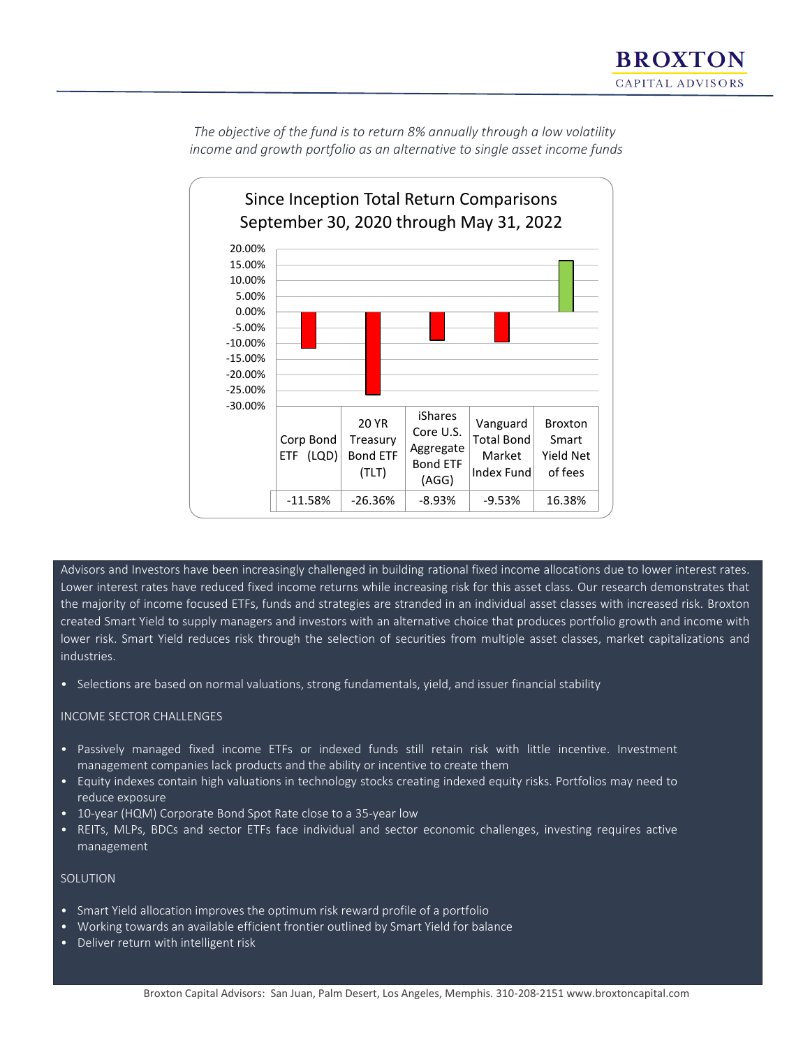*The objective of the fund is to return 8% annually through a low volatility income and growth portfolio as an alternative to single asset income funds*

**Since Inception Total Return Comparisons**
**September 30, 2020 through May 31, 2022**

| Corp Bond ETF (LQD) | 20 YR Treasury Bond ETF (TLT) | iShares Core U.S. Aggregate Bond ETF (AGG) | Vanguard Total Bond Market Index Fund | Broxton Smart Yield Net of fees |
|---|---|---|---|---|
| -11.58% | -26.36% | -8.93% | -9.53% | 16.38% |

Advisors and Investors have been increasingly challenged in building rational fixed income allocations due to lower interest rates. Lower interest rates have reduced fixed income returns while increasing risk for this asset class. Our research demonstrates that the majority of income focused ETFs, funds and strategies are stranded in an individual asset classes with increased risk. Broxton created Smart Yield to supply managers and investors with an alternative choice that produces portfolio growth and income with lower risk. Smart Yield reduces risk through the selection of securities from multiple asset classes, market capitalizations and industries.

- Selections are based on normal valuations, strong fundamentals, yield, and issuer financial stability

## INCOME SECTOR CHALLENGES

- Passively managed fixed income ETFs or indexed funds still retain risk with little incentive. Investment management companies lack products and the ability or incentive to create them
- Equity indexes contain high valuations in technology stocks creating indexed equity risks. Portfolios may need to reduce exposure
- 10-year (HQM) Corporate Bond Spot Rate close to a 35-year low
- REITs, MLPs, BDCs and sector ETFs face individual and sector economic challenges, investing requires active management

## SOLUTION

- Smart Yield allocation improves the optimum risk reward profile of a portfolio
- Working towards an available efficient frontier outlined by Smart Yield for balance
- Deliver return with intelligent risk

Broxton Capital Advisors: San Juan, Palm Desert, Los Angeles, Memphis. 310-208-2151 www.broxtoncapital.com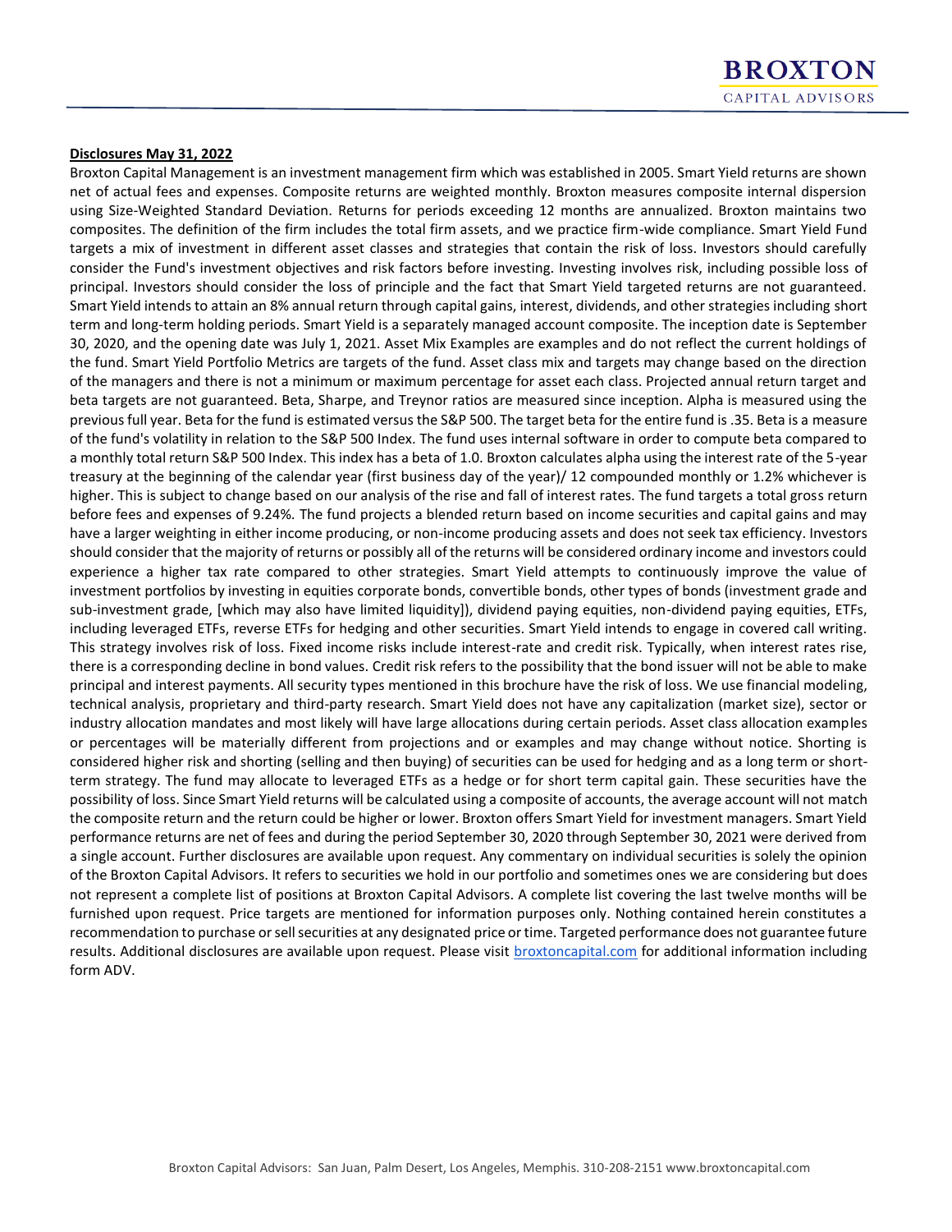**Disclosures May 31, 2022**

Broxton Capital Management is an investment management firm which was established in 2005. Smart Yield returns are shown net of actual fees and expenses. Composite returns are weighted monthly. Broxton measures composite internal dispersion using Size-Weighted Standard Deviation. Returns for periods exceeding 12 months are annualized. Broxton maintains two composites. The definition of the firm includes the total firm assets, and we practice firm-wide compliance. Smart Yield Fund targets a mix of investment in different asset classes and strategies that contain the risk of loss. Investors should carefully consider the Fund's investment objectives and risk factors before investing. Investing involves risk, including possible loss of principal. Investors should consider the loss of principle and the fact that Smart Yield targeted returns are not guaranteed. Smart Yield intends to attain an 8% annual return through capital gains, interest, dividends, and other strategies including short term and long-term holding periods. Smart Yield is a separately managed account composite. The inception date is September 30, 2020, and the opening date was July 1, 2021. Asset Mix Examples are examples and do not reflect the current holdings of the fund. Smart Yield Portfolio Metrics are targets of the fund. Asset class mix and targets may change based on the direction of the managers and there is not a minimum or maximum percentage for asset each class. Projected annual return target and beta targets are not guaranteed. Beta, Sharpe, and Treynor ratios are measured since inception. Alpha is measured using the previous full year. Beta for the fund is estimated versus the S&P 500. The target beta for the entire fund is .35. Beta is a measure of the fund's volatility in relation to the S&P 500 Index. The fund uses internal software in order to compute beta compared to a monthly total return S&P 500 Index. This index has a beta of 1.0. Broxton calculates alpha using the interest rate of the 5-year treasury at the beginning of the calendar year (first business day of the year)/ 12 compounded monthly or 1.2% whichever is higher. This is subject to change based on our analysis of the rise and fall of interest rates. The fund targets a total gross return before fees and expenses of 9.24%. The fund projects a blended return based on income securities and capital gains and may have a larger weighting in either income producing, or non-income producing assets and does not seek tax efficiency. Investors should consider that the majority of returns or possibly all of the returns will be considered ordinary income and investors could experience a higher tax rate compared to other strategies. Smart Yield attempts to continuously improve the value of investment portfolios by investing in equities corporate bonds, convertible bonds, other types of bonds (investment grade and sub-investment grade, [which may also have limited liquidity]), dividend paying equities, non-dividend paying equities, ETFs, including leveraged ETFs, reverse ETFs for hedging and other securities. Smart Yield intends to engage in covered call writing. This strategy involves risk of loss. Fixed income risks include interest-rate and credit risk. Typically, when interest rates rise, there is a corresponding decline in bond values. Credit risk refers to the possibility that the bond issuer will not be able to make principal and interest payments. All security types mentioned in this brochure have the risk of loss. We use financial modeling, technical analysis, proprietary and third-party research. Smart Yield does not have any capitalization (market size), sector or industry allocation mandates and most likely will have large allocations during certain periods. Asset class allocation examples or percentages will be materially different from projections and or examples and may change without notice. Shorting is considered higher risk and shorting (selling and then buying) of securities can be used for hedging and as a long term or short-term strategy. The fund may allocate to leveraged ETFs as a hedge or for short term capital gain. These securities have the possibility of loss. Since Smart Yield returns will be calculated using a composite of accounts, the average account will not match the composite return and the return could be higher or lower. Broxton offers Smart Yield for investment managers. Smart Yield performance returns are net of fees and during the period September 30, 2020 through September 30, 2021 were derived from a single account. Further disclosures are available upon request. Any commentary on individual securities is solely the opinion of the Broxton Capital Advisors. It refers to securities we hold in our portfolio and sometimes ones we are considering but does not represent a complete list of positions at Broxton Capital Advisors. A complete list covering the last twelve months will be furnished upon request. Price targets are mentioned for information purposes only. Nothing contained herein constitutes a recommendation to purchase or sell securities at any designated price or time. Targeted performance does not guarantee future results. Additional disclosures are available upon request. Please visit [broxtoncapital.com](http://broxtoncapital.com) for additional information including form ADV.